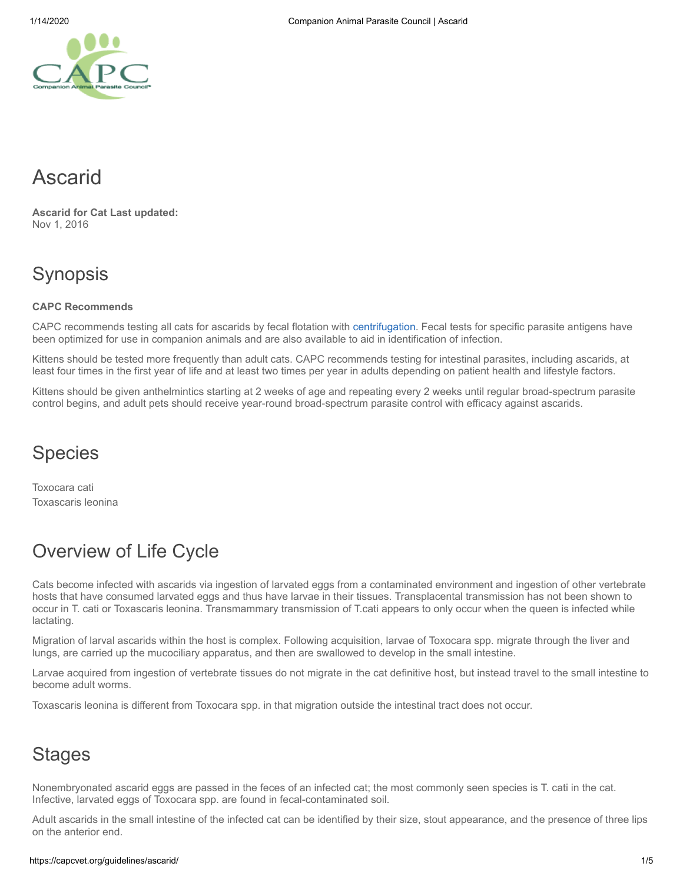# Ascarid

**Ascarid for Cat Last updated:**
Nov 1, 2016

## Synopsis

**CAPC Recommends**

CAPC recommends testing all cats for ascarids by fecal flotation with centrifugation. Fecal tests for specific parasite antigens have been optimized for use in companion animals and are also available to aid in identification of infection.

Kittens should be tested more frequently than adult cats. CAPC recommends testing for intestinal parasites, including ascarids, at least four times in the first year of life and at least two times per year in adults depending on patient health and lifestyle factors.

Kittens should be given anthelmintics starting at 2 weeks of age and repeating every 2 weeks until regular broad-spectrum parasite control begins, and adult pets should receive year-round broad-spectrum parasite control with efficacy against ascarids.

## Species

Toxocara cati
Toxascaris leonina

## Overview of Life Cycle

Cats become infected with ascarids via ingestion of larvated eggs from a contaminated environment and ingestion of other vertebrate hosts that have consumed larvated eggs and thus have larvae in their tissues. Transplacental transmission has not been shown to occur in T. cati or Toxascaris leonina. Transmammary transmission of T.cati appears to only occur when the queen is infected while lactating.

Migration of larval ascarids within the host is complex. Following acquisition, larvae of Toxocara spp. migrate through the liver and lungs, are carried up the mucociliary apparatus, and then are swallowed to develop in the small intestine.

Larvae acquired from ingestion of vertebrate tissues do not migrate in the cat definitive host, but instead travel to the small intestine to become adult worms.

Toxascaris leonina is different from Toxocara spp. in that migration outside the intestinal tract does not occur.

## Stages

Nonembryonated ascarid eggs are passed in the feces of an infected cat; the most commonly seen species is T. cati in the cat. Infective, larvated eggs of Toxocara spp. are found in fecal-contaminated soil.

Adult ascarids in the small intestine of the infected cat can be identified by their size, stout appearance, and the presence of three lips on the anterior end.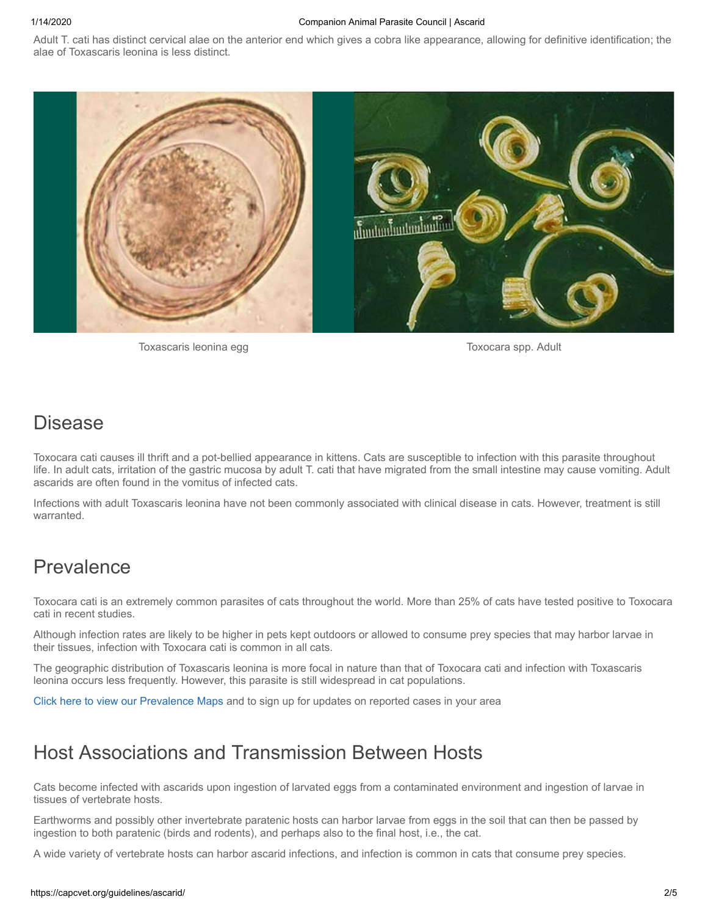Adult T. cati has distinct cervical alae on the anterior end which gives a cobra like appearance, allowing for definitive identification; the alae of Toxascaris leonina is less distinct.

Toxascaris leonina egg

Toxocara spp. Adult

## Disease

Toxocara cati causes ill thrift and a pot-bellied appearance in kittens. Cats are susceptible to infection with this parasite throughout life. In adult cats, irritation of the gastric mucosa by adult T. cati that have migrated from the small intestine may cause vomiting. Adult ascarids are often found in the vomitus of infected cats.

Infections with adult Toxascaris leonina have not been commonly associated with clinical disease in cats. However, treatment is still warranted.

## Prevalence

Toxocara cati is an extremely common parasites of cats throughout the world. More than 25% of cats have tested positive to Toxocara cati in recent studies.

Although infection rates are likely to be higher in pets kept outdoors or allowed to consume prey species that may harbor larvae in their tissues, infection with Toxocara cati is common in all cats.

The geographic distribution of Toxascaris leonina is more focal in nature than that of Toxocara cati and infection with Toxascaris leonina occurs less frequently. However, this parasite is still widespread in cat populations.

Click here to view our Prevalence Maps and to sign up for updates on reported cases in your area

## Host Associations and Transmission Between Hosts

Cats become infected with ascarids upon ingestion of larvated eggs from a contaminated environment and ingestion of larvae in tissues of vertebrate hosts.

Earthworms and possibly other invertebrate paratenic hosts can harbor larvae from eggs in the soil that can then be passed by ingestion to both paratenic (birds and rodents), and perhaps also to the final host, i.e., the cat.

A wide variety of vertebrate hosts can harbor ascarid infections, and infection is common in cats that consume prey species.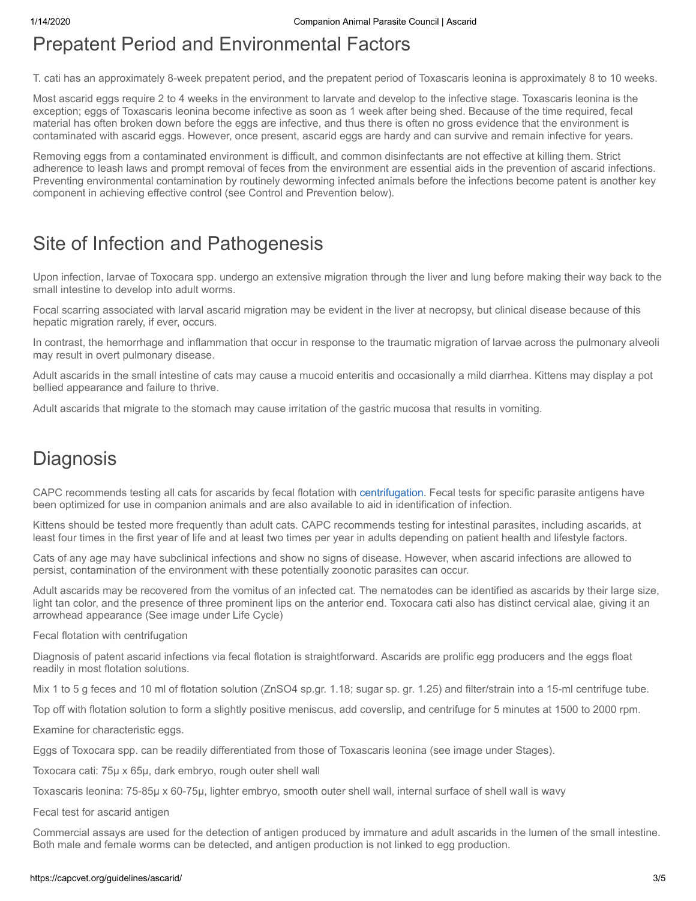## Prepatent Period and Environmental Factors

T. cati has an approximately 8-week prepatent period, and the prepatent period of Toxascaris leonina is approximately 8 to 10 weeks.

Most ascarid eggs require 2 to 4 weeks in the environment to larvate and develop to the infective stage. Toxascaris leonina is the exception; eggs of Toxascaris leonina become infective as soon as 1 week after being shed. Because of the time required, fecal material has often broken down before the eggs are infective, and thus there is often no gross evidence that the environment is contaminated with ascarid eggs. However, once present, ascarid eggs are hardy and can survive and remain infective for years.

Removing eggs from a contaminated environment is difficult, and common disinfectants are not effective at killing them. Strict adherence to leash laws and prompt removal of feces from the environment are essential aids in the prevention of ascarid infections. Preventing environmental contamination by routinely deworming infected animals before the infections become patent is another key component in achieving effective control (see Control and Prevention below).

## Site of Infection and Pathogenesis

Upon infection, larvae of Toxocara spp. undergo an extensive migration through the liver and lung before making their way back to the small intestine to develop into adult worms.

Focal scarring associated with larval ascarid migration may be evident in the liver at necropsy, but clinical disease because of this hepatic migration rarely, if ever, occurs.

In contrast, the hemorrhage and inflammation that occur in response to the traumatic migration of larvae across the pulmonary alveoli may result in overt pulmonary disease.

Adult ascarids in the small intestine of cats may cause a mucoid enteritis and occasionally a mild diarrhea. Kittens may display a pot bellied appearance and failure to thrive.

Adult ascarids that migrate to the stomach may cause irritation of the gastric mucosa that results in vomiting.

## Diagnosis

CAPC recommends testing all cats for ascarids by fecal flotation with centrifugation. Fecal tests for specific parasite antigens have been optimized for use in companion animals and are also available to aid in identification of infection.

Kittens should be tested more frequently than adult cats. CAPC recommends testing for intestinal parasites, including ascarids, at least four times in the first year of life and at least two times per year in adults depending on patient health and lifestyle factors.

Cats of any age may have subclinical infections and show no signs of disease. However, when ascarid infections are allowed to persist, contamination of the environment with these potentially zoonotic parasites can occur.

Adult ascarids may be recovered from the vomitus of an infected cat. The nematodes can be identified as ascarids by their large size, light tan color, and the presence of three prominent lips on the anterior end. Toxocara cati also has distinct cervical alae, giving it an arrowhead appearance (See image under Life Cycle)

Fecal flotation with centrifugation

Diagnosis of patent ascarid infections via fecal flotation is straightforward. Ascarids are prolific egg producers and the eggs float readily in most flotation solutions.

Mix 1 to 5 g feces and 10 ml of flotation solution ($ZnSO_4$ sp.gr. 1.18; sugar sp. gr. 1.25) and filter/strain into a 15-ml centrifuge tube.

Top off with flotation solution to form a slightly positive meniscus, add coverslip, and centrifuge for 5 minutes at 1500 to 2000 rpm.

Examine for characteristic eggs.

Eggs of Toxocara spp. can be readily differentiated from those of Toxascaris leonina (see image under Stages).

Toxocara cati: 75μ x 65μ, dark embryo, rough outer shell wall

Toxascaris leonina: 75-85μ x 60-75μ, lighter embryo, smooth outer shell wall, internal surface of shell wall is wavy

Fecal test for ascarid antigen

Commercial assays are used for the detection of antigen produced by immature and adult ascarids in the lumen of the small intestine. Both male and female worms can be detected, and antigen production is not linked to egg production.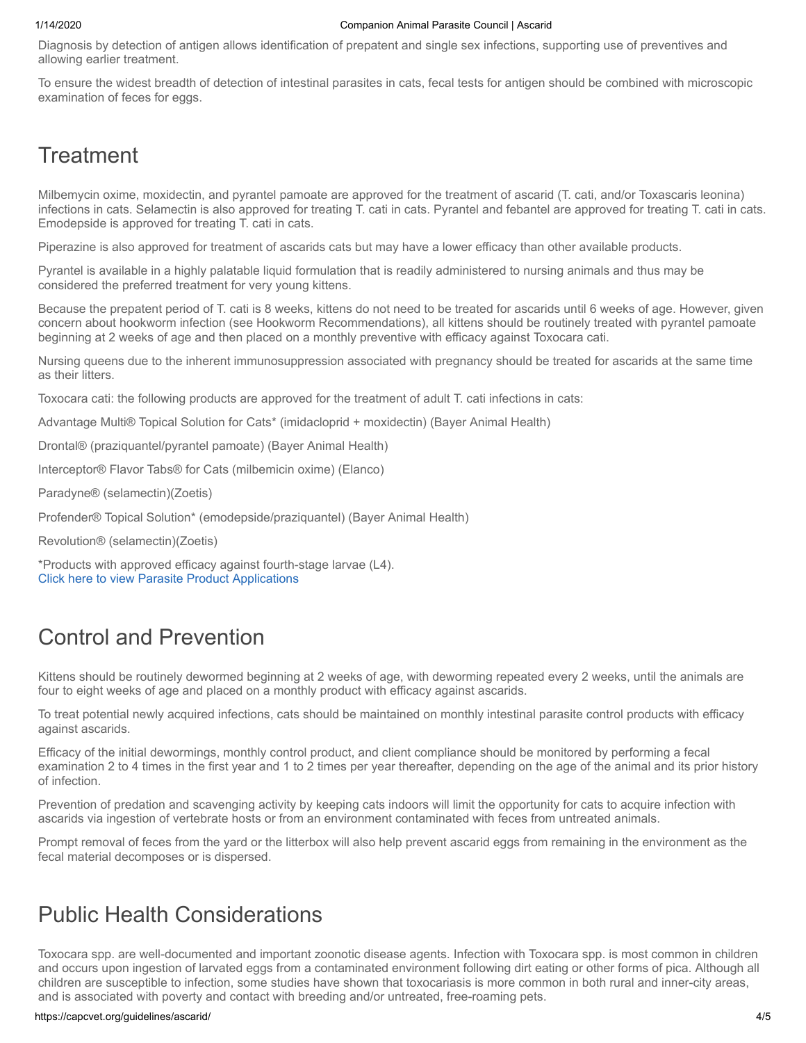Diagnosis by detection of antigen allows identification of prepatent and single sex infections, supporting use of preventives and allowing earlier treatment.

To ensure the widest breadth of detection of intestinal parasites in cats, fecal tests for antigen should be combined with microscopic examination of feces for eggs.

## Treatment

Milbemycin oxime, moxidectin, and pyrantel pamoate are approved for the treatment of ascarid (T. cati, and/or Toxascaris leonina) infections in cats. Selamectin is also approved for treating T. cati in cats. Pyrantel and febantel are approved for treating T. cati in cats. Emodepside is approved for treating T. cati in cats.

Piperazine is also approved for treatment of ascarids cats but may have a lower efficacy than other available products.

Pyrantel is available in a highly palatable liquid formulation that is readily administered to nursing animals and thus may be considered the preferred treatment for very young kittens.

Because the prepatent period of T. cati is 8 weeks, kittens do not need to be treated for ascarids until 6 weeks of age. However, given concern about hookworm infection (see Hookworm Recommendations), all kittens should be routinely treated with pyrantel pamoate beginning at 2 weeks of age and then placed on a monthly preventive with efficacy against Toxocara cati.

Nursing queens due to the inherent immunosuppression associated with pregnancy should be treated for ascarids at the same time as their litters.

Toxocara cati: the following products are approved for the treatment of adult T. cati infections in cats:

Advantage Multi® Topical Solution for Cats* (imidacloprid + moxidectin) (Bayer Animal Health)

Drontal® (praziquantel/pyrantel pamoate) (Bayer Animal Health)

Interceptor® Flavor Tabs® for Cats (milbemicin oxime) (Elanco)

Paradyne® (selamectin)(Zoetis)

Profender® Topical Solution* (emodepside/praziquantel) (Bayer Animal Health)

Revolution® (selamectin)(Zoetis)

*Products with approved efficacy against fourth-stage larvae (L4).
Click here to view Parasite Product Applications

## Control and Prevention

Kittens should be routinely dewormed beginning at 2 weeks of age, with deworming repeated every 2 weeks, until the animals are four to eight weeks of age and placed on a monthly product with efficacy against ascarids.

To treat potential newly acquired infections, cats should be maintained on monthly intestinal parasite control products with efficacy against ascarids.

Efficacy of the initial dewormings, monthly control product, and client compliance should be monitored by performing a fecal examination 2 to 4 times in the first year and 1 to 2 times per year thereafter, depending on the age of the animal and its prior history of infection.

Prevention of predation and scavenging activity by keeping cats indoors will limit the opportunity for cats to acquire infection with ascarids via ingestion of vertebrate hosts or from an environment contaminated with feces from untreated animals.

Prompt removal of feces from the yard or the litterbox will also help prevent ascarid eggs from remaining in the environment as the fecal material decomposes or is dispersed.

## Public Health Considerations

Toxocara spp. are well-documented and important zoonotic disease agents. Infection with Toxocara spp. is most common in children and occurs upon ingestion of larvated eggs from a contaminated environment following dirt eating or other forms of pica. Although all children are susceptible to infection, some studies have shown that toxocariasis is more common in both rural and inner-city areas, and is associated with poverty and contact with breeding and/or untreated, free-roaming pets.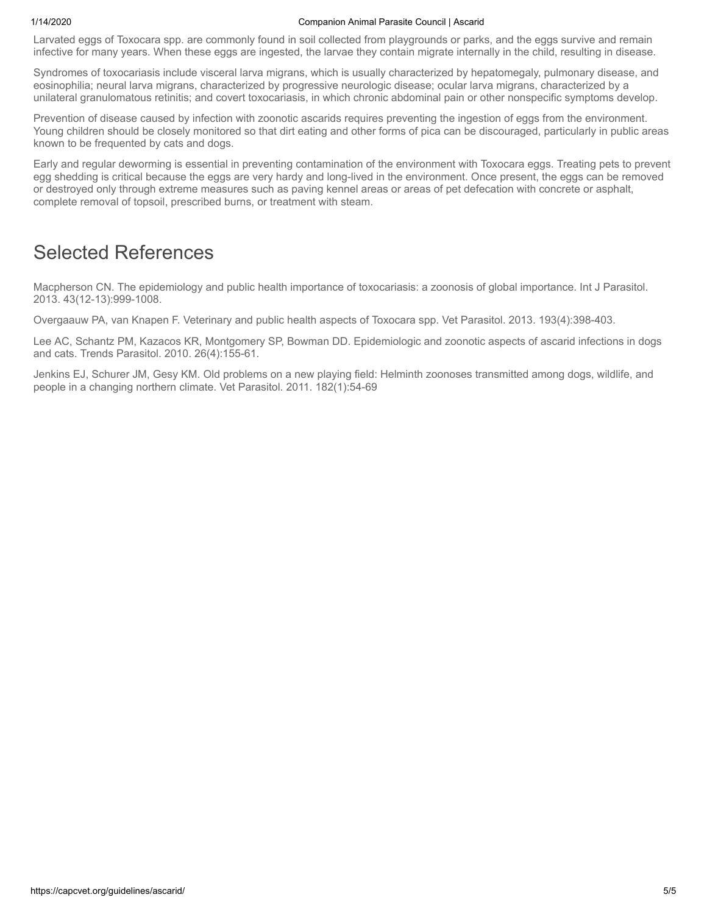Larvated eggs of Toxocara spp. are commonly found in soil collected from playgrounds or parks, and the eggs survive and remain infective for many years. When these eggs are ingested, the larvae they contain migrate internally in the child, resulting in disease.

Syndromes of toxocariasis include visceral larva migrans, which is usually characterized by hepatomegaly, pulmonary disease, and eosinophilia; neural larva migrans, characterized by progressive neurologic disease; ocular larva migrans, characterized by a unilateral granulomatous retinitis; and covert toxocariasis, in which chronic abdominal pain or other nonspecific symptoms develop.

Prevention of disease caused by infection with zoonotic ascarids requires preventing the ingestion of eggs from the environment. Young children should be closely monitored so that dirt eating and other forms of pica can be discouraged, particularly in public areas known to be frequented by cats and dogs.

Early and regular deworming is essential in preventing contamination of the environment with Toxocara eggs. Treating pets to prevent egg shedding is critical because the eggs are very hardy and long-lived in the environment. Once present, the eggs can be removed or destroyed only through extreme measures such as paving kennel areas or areas of pet defecation with concrete or asphalt, complete removal of topsoil, prescribed burns, or treatment with steam.

## Selected References

Macpherson CN. The epidemiology and public health importance of toxocariasis: a zoonosis of global importance. Int J Parasitol. 2013. 43(12-13):999-1008.

Overgaauw PA, van Knapen F. Veterinary and public health aspects of Toxocara spp. Vet Parasitol. 2013. 193(4):398-403.

Lee AC, Schantz PM, Kazacos KR, Montgomery SP, Bowman DD. Epidemiologic and zoonotic aspects of ascarid infections in dogs and cats. Trends Parasitol. 2010. 26(4):155-61.

Jenkins EJ, Schurer JM, Gesy KM. Old problems on a new playing field: Helminth zoonoses transmitted among dogs, wildlife, and people in a changing northern climate. Vet Parasitol. 2011. 182(1):54-69